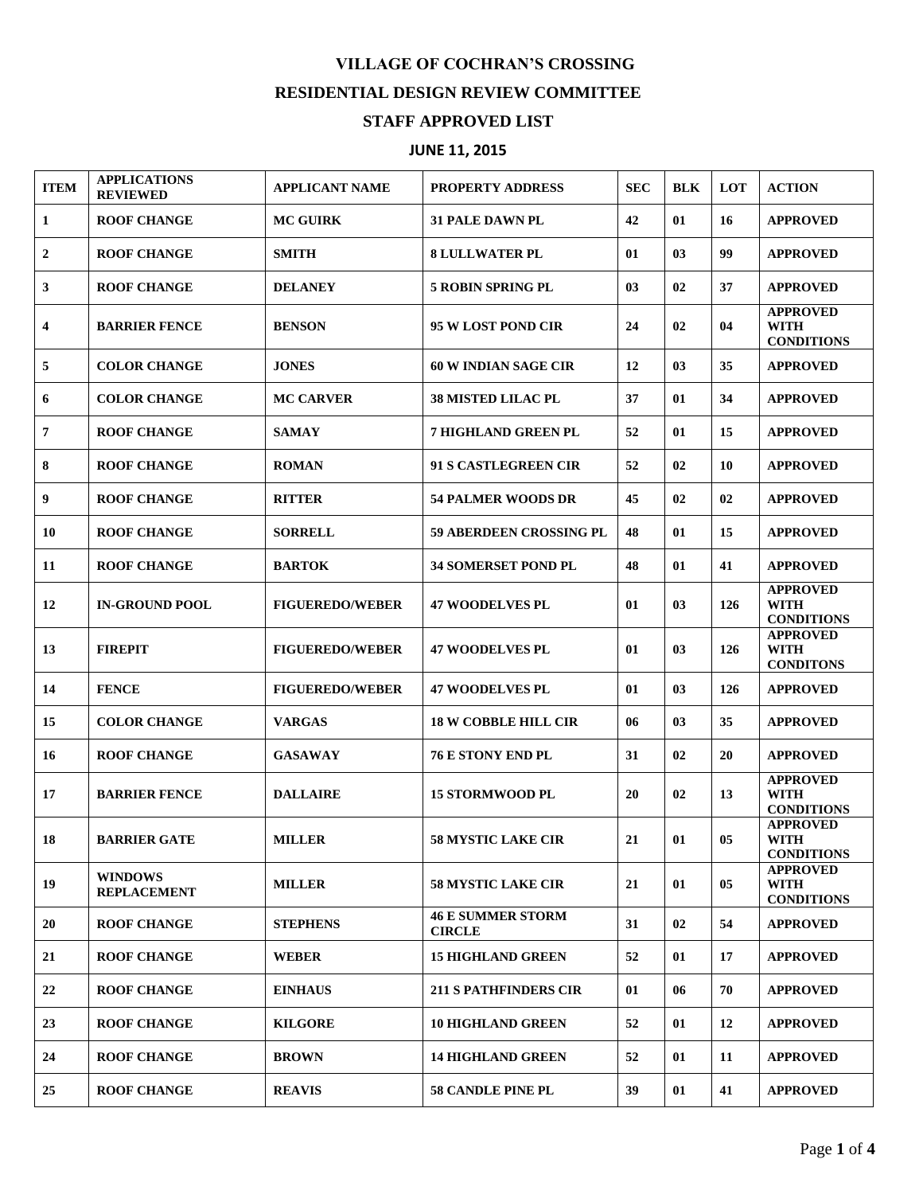# VILLAGE OF COCHRAN'S CROSSING

## RESIDENTIAL DESIGN REVIEW COMMITTEE

## STAFF APPROVED LIST

### JUNE 11, 2015

| ITEM | APPLICATIONS REVIEWED | APPLICANT NAME | PROPERTY ADDRESS | SEC | BLK | LOT | ACTION |
|---|---|---|---|---|---|---|---|
| 1 | ROOF CHANGE | MC GUIRK | 31 PALE DAWN PL | 42 | 01 | 16 | APPROVED |
| 2 | ROOF CHANGE | SMITH | 8 LULLWATER PL | 01 | 03 | 99 | APPROVED |
| 3 | ROOF CHANGE | DELANEY | 5 ROBIN SPRING PL | 03 | 02 | 37 | APPROVED |
| 4 | BARRIER FENCE | BENSON | 95 W LOST POND CIR | 24 | 02 | 04 | APPROVED WITH CONDITIONS |
| 5 | COLOR CHANGE | JONES | 60 W INDIAN SAGE CIR | 12 | 03 | 35 | APPROVED |
| 6 | COLOR CHANGE | MC CARVER | 38 MISTED LILAC PL | 37 | 01 | 34 | APPROVED |
| 7 | ROOF CHANGE | SAMAY | 7 HIGHLAND GREEN PL | 52 | 01 | 15 | APPROVED |
| 8 | ROOF CHANGE | ROMAN | 91 S CASTLEGREEN CIR | 52 | 02 | 10 | APPROVED |
| 9 | ROOF CHANGE | RITTER | 54 PALMER WOODS DR | 45 | 02 | 02 | APPROVED |
| 10 | ROOF CHANGE | SORRELL | 59 ABERDEEN CROSSING PL | 48 | 01 | 15 | APPROVED |
| 11 | ROOF CHANGE | BARTOK | 34 SOMERSET POND PL | 48 | 01 | 41 | APPROVED |
| 12 | IN-GROUND POOL | FIGUEREDO/WEBER | 47 WOODELVES PL | 01 | 03 | 126 | APPROVED WITH CONDITIONS |
| 13 | FIREPIT | FIGUEREDO/WEBER | 47 WOODELVES PL | 01 | 03 | 126 | APPROVED WITH CONDITONS |
| 14 | FENCE | FIGUEREDO/WEBER | 47 WOODELVES PL | 01 | 03 | 126 | APPROVED |
| 15 | COLOR CHANGE | VARGAS | 18 W COBBLE HILL CIR | 06 | 03 | 35 | APPROVED |
| 16 | ROOF CHANGE | GASAWAY | 76 E STONY END PL | 31 | 02 | 20 | APPROVED |
| 17 | BARRIER FENCE | DALLAIRE | 15 STORMWOOD PL | 20 | 02 | 13 | APPROVED WITH CONDITIONS |
| 18 | BARRIER GATE | MILLER | 58 MYSTIC LAKE CIR | 21 | 01 | 05 | APPROVED WITH CONDITIONS |
| 19 | WINDOWS REPLACEMENT | MILLER | 58 MYSTIC LAKE CIR | 21 | 01 | 05 | APPROVED WITH CONDITIONS |
| 20 | ROOF CHANGE | STEPHENS | 46 E SUMMER STORM CIRCLE | 31 | 02 | 54 | APPROVED |
| 21 | ROOF CHANGE | WEBER | 15 HIGHLAND GREEN | 52 | 01 | 17 | APPROVED |
| 22 | ROOF CHANGE | EINHAUS | 211 S PATHFINDERS CIR | 01 | 06 | 70 | APPROVED |
| 23 | ROOF CHANGE | KILGORE | 10 HIGHLAND GREEN | 52 | 01 | 12 | APPROVED |
| 24 | ROOF CHANGE | BROWN | 14 HIGHLAND GREEN | 52 | 01 | 11 | APPROVED |
| 25 | ROOF CHANGE | REAVIS | 58 CANDLE PINE PL | 39 | 01 | 41 | APPROVED |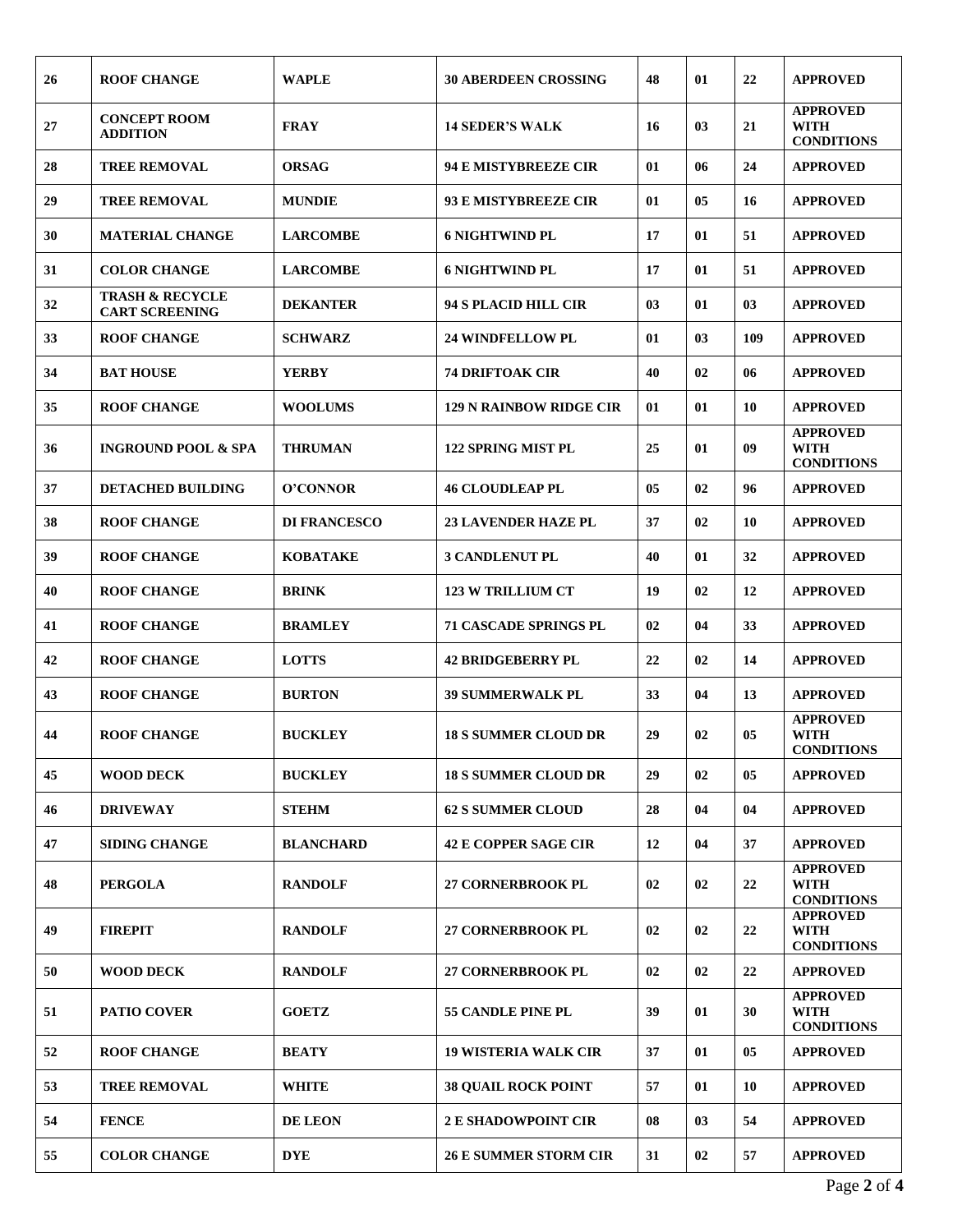| 26 | ROOF CHANGE | WAPLE | 30 ABERDEEN CROSSING | 48 | 01 | 22 | APPROVED |
|---|---|---|---|---|---|---|---|
| 27 | CONCEPT ROOM ADDITION | FRAY | 14 SEDER'S WALK | 16 | 03 | 21 | APPROVED WITH CONDITIONS |
| 28 | TREE REMOVAL | ORSAG | 94 E MISTYBREEZE CIR | 01 | 06 | 24 | APPROVED |
| 29 | TREE REMOVAL | MUNDIE | 93 E MISTYBREEZE CIR | 01 | 05 | 16 | APPROVED |
| 30 | MATERIAL CHANGE | LARCOMBE | 6 NIGHTWIND PL | 17 | 01 | 51 | APPROVED |
| 31 | COLOR CHANGE | LARCOMBE | 6 NIGHTWIND PL | 17 | 01 | 51 | APPROVED |
| 32 | TRASH & RECYCLE CART SCREENING | DEKANTER | 94 S PLACID HILL CIR | 03 | 01 | 03 | APPROVED |
| 33 | ROOF CHANGE | SCHWARZ | 24 WINDFELLOW PL | 01 | 03 | 109 | APPROVED |
| 34 | BAT HOUSE | YERBY | 74 DRIFTOAK CIR | 40 | 02 | 06 | APPROVED |
| 35 | ROOF CHANGE | WOOLUMS | 129 N RAINBOW RIDGE CIR | 01 | 01 | 10 | APPROVED |
| 36 | INGROUND POOL & SPA | THRUMAN | 122 SPRING MIST PL | 25 | 01 | 09 | APPROVED WITH CONDITIONS |
| 37 | DETACHED BUILDING | O'CONNOR | 46 CLOUDLEAP PL | 05 | 02 | 96 | APPROVED |
| 38 | ROOF CHANGE | DI FRANCESCO | 23 LAVENDER HAZE PL | 37 | 02 | 10 | APPROVED |
| 39 | ROOF CHANGE | KOBATAKE | 3 CANDLENUT PL | 40 | 01 | 32 | APPROVED |
| 40 | ROOF CHANGE | BRINK | 123 W TRILLIUM CT | 19 | 02 | 12 | APPROVED |
| 41 | ROOF CHANGE | BRAMLEY | 71 CASCADE SPRINGS PL | 02 | 04 | 33 | APPROVED |
| 42 | ROOF CHANGE | LOTTS | 42 BRIDGEBERRY PL | 22 | 02 | 14 | APPROVED |
| 43 | ROOF CHANGE | BURTON | 39 SUMMERWALK PL | 33 | 04 | 13 | APPROVED |
| 44 | ROOF CHANGE | BUCKLEY | 18 S SUMMER CLOUD DR | 29 | 02 | 05 | APPROVED WITH CONDITIONS |
| 45 | WOOD DECK | BUCKLEY | 18 S SUMMER CLOUD DR | 29 | 02 | 05 | APPROVED |
| 46 | DRIVEWAY | STEHM | 62 S SUMMER CLOUD | 28 | 04 | 04 | APPROVED |
| 47 | SIDING CHANGE | BLANCHARD | 42 E COPPER SAGE CIR | 12 | 04 | 37 | APPROVED |
| 48 | PERGOLA | RANDOLF | 27 CORNERBROOK PL | 02 | 02 | 22 | APPROVED WITH CONDITIONS |
| 49 | FIREPIT | RANDOLF | 27 CORNERBROOK PL | 02 | 02 | 22 | APPROVED WITH CONDITIONS |
| 50 | WOOD DECK | RANDOLF | 27 CORNERBROOK PL | 02 | 02 | 22 | APPROVED |
| 51 | PATIO COVER | GOETZ | 55 CANDLE PINE PL | 39 | 01 | 30 | APPROVED WITH CONDITIONS |
| 52 | ROOF CHANGE | BEATY | 19 WISTERIA WALK CIR | 37 | 01 | 05 | APPROVED |
| 53 | TREE REMOVAL | WHITE | 38 QUAIL ROCK POINT | 57 | 01 | 10 | APPROVED |
| 54 | FENCE | DE LEON | 2 E SHADOWPOINT CIR | 08 | 03 | 54 | APPROVED |
| 55 | COLOR CHANGE | DYE | 26 E SUMMER STORM CIR | 31 | 02 | 57 | APPROVED |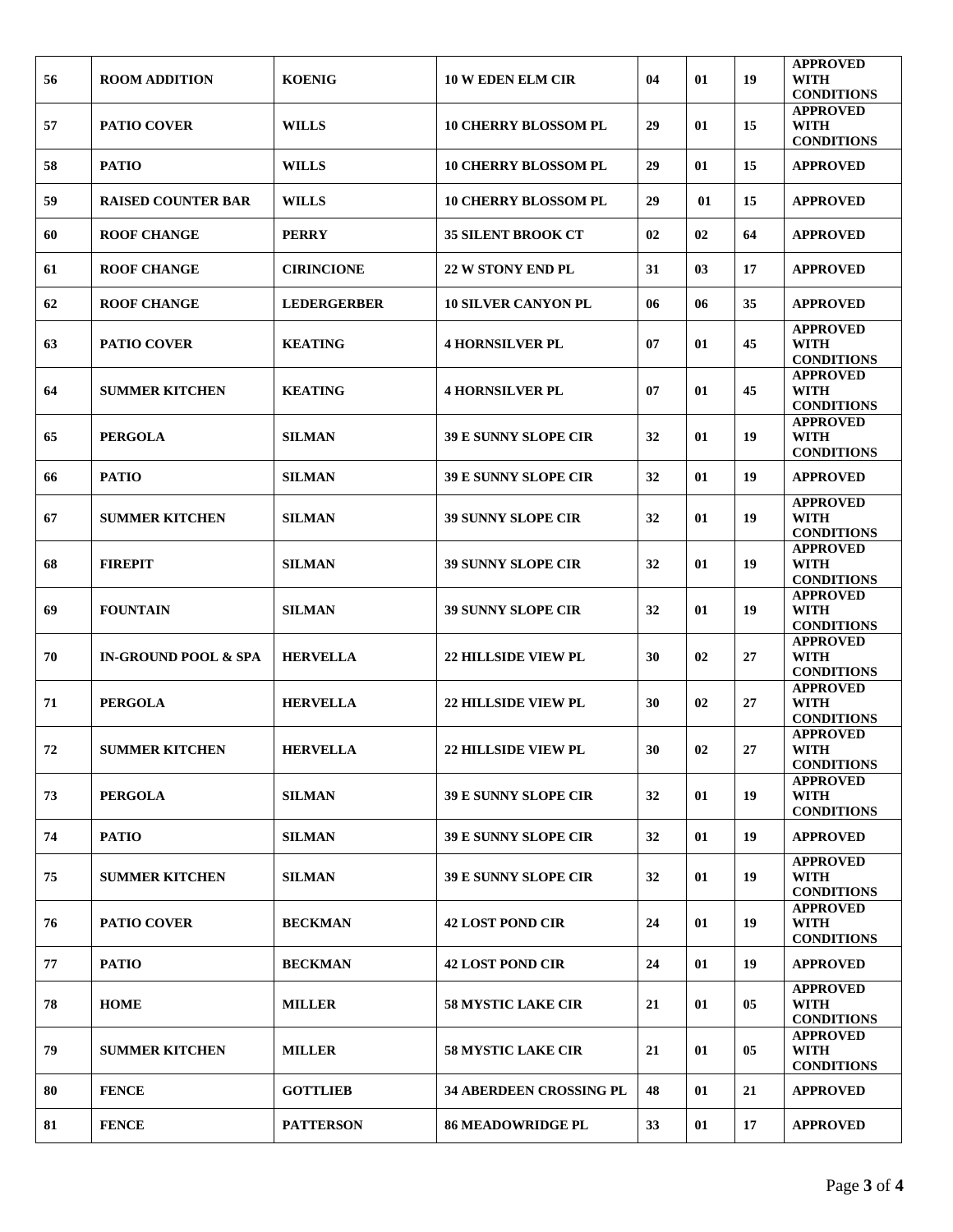| 56 | ROOM ADDITION | KOENIG | 10 W EDEN ELM CIR | 04 | 01 | 19 | APPROVED WITH CONDITIONS |
|---|---|---|---|---|---|---|---|
| 57 | PATIO COVER | WILLS | 10 CHERRY BLOSSOM PL | 29 | 01 | 15 | APPROVED WITH CONDITIONS |
| 58 | PATIO | WILLS | 10 CHERRY BLOSSOM PL | 29 | 01 | 15 | APPROVED |
| 59 | RAISED COUNTER BAR | WILLS | 10 CHERRY BLOSSOM PL | 29 | 01 | 15 | APPROVED |
| 60 | ROOF CHANGE | PERRY | 35 SILENT BROOK CT | 02 | 02 | 64 | APPROVED |
| 61 | ROOF CHANGE | CIRINCIONE | 22 W STONY END PL | 31 | 03 | 17 | APPROVED |
| 62 | ROOF CHANGE | LEDERGERBER | 10 SILVER CANYON PL | 06 | 06 | 35 | APPROVED |
| 63 | PATIO COVER | KEATING | 4 HORNSILVER PL | 07 | 01 | 45 | APPROVED WITH CONDITIONS |
| 64 | SUMMER KITCHEN | KEATING | 4 HORNSILVER PL | 07 | 01 | 45 | APPROVED WITH CONDITIONS |
| 65 | PERGOLA | SILMAN | 39 E SUNNY SLOPE CIR | 32 | 01 | 19 | APPROVED WITH CONDITIONS |
| 66 | PATIO | SILMAN | 39 E SUNNY SLOPE CIR | 32 | 01 | 19 | APPROVED |
| 67 | SUMMER KITCHEN | SILMAN | 39 SUNNY SLOPE CIR | 32 | 01 | 19 | APPROVED WITH CONDITIONS |
| 68 | FIREPIT | SILMAN | 39 SUNNY SLOPE CIR | 32 | 01 | 19 | APPROVED WITH CONDITIONS |
| 69 | FOUNTAIN | SILMAN | 39 SUNNY SLOPE CIR | 32 | 01 | 19 | APPROVED WITH CONDITIONS |
| 70 | IN-GROUND POOL & SPA | HERVELLA | 22 HILLSIDE VIEW PL | 30 | 02 | 27 | APPROVED WITH CONDITIONS |
| 71 | PERGOLA | HERVELLA | 22 HILLSIDE VIEW PL | 30 | 02 | 27 | APPROVED WITH CONDITIONS |
| 72 | SUMMER KITCHEN | HERVELLA | 22 HILLSIDE VIEW PL | 30 | 02 | 27 | APPROVED WITH CONDITIONS |
| 73 | PERGOLA | SILMAN | 39 E SUNNY SLOPE CIR | 32 | 01 | 19 | APPROVED WITH CONDITIONS |
| 74 | PATIO | SILMAN | 39 E SUNNY SLOPE CIR | 32 | 01 | 19 | APPROVED |
| 75 | SUMMER KITCHEN | SILMAN | 39 E SUNNY SLOPE CIR | 32 | 01 | 19 | APPROVED WITH CONDITIONS |
| 76 | PATIO COVER | BECKMAN | 42 LOST POND CIR | 24 | 01 | 19 | APPROVED WITH CONDITIONS |
| 77 | PATIO | BECKMAN | 42 LOST POND CIR | 24 | 01 | 19 | APPROVED |
| 78 | HOME | MILLER | 58 MYSTIC LAKE CIR | 21 | 01 | 05 | APPROVED WITH CONDITIONS |
| 79 | SUMMER KITCHEN | MILLER | 58 MYSTIC LAKE CIR | 21 | 01 | 05 | APPROVED WITH CONDITIONS |
| 80 | FENCE | GOTTLIEB | 34 ABERDEEN CROSSING PL | 48 | 01 | 21 | APPROVED |
| 81 | FENCE | PATTERSON | 86 MEADOWRIDGE PL | 33 | 01 | 17 | APPROVED |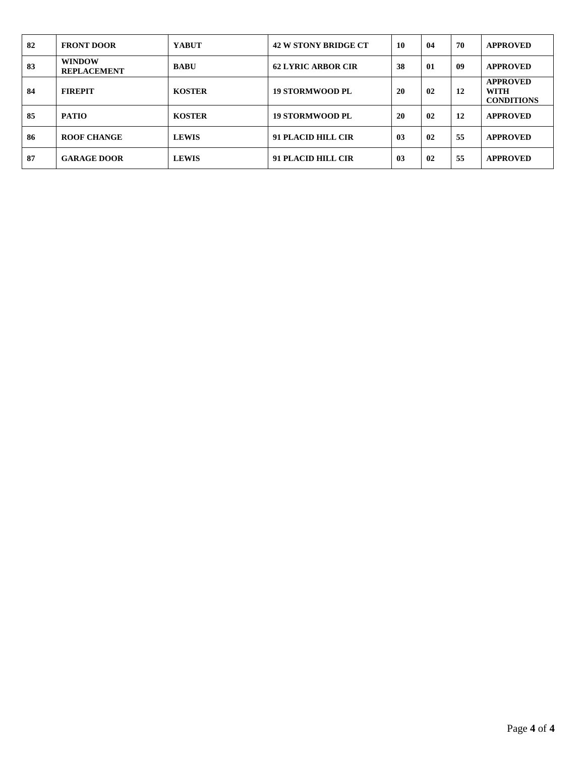| | | | | | | | |
|---|---|---|---|---|---|---|---|
| **82** | **FRONT DOOR** | **YABUT** | **42 W STONY BRIDGE CT** | **10** | **04** | **70** | **APPROVED** |
| **83** | **WINDOW REPLACEMENT** | **BABU** | **62 LYRIC ARBOR CIR** | **38** | **01** | **09** | **APPROVED** |
| **84** | **FIREPIT** | **KOSTER** | **19 STORMWOOD PL** | **20** | **02** | **12** | **APPROVED WITH CONDITIONS** |
| **85** | **PATIO** | **KOSTER** | **19 STORMWOOD PL** | **20** | **02** | **12** | **APPROVED** |
| **86** | **ROOF CHANGE** | **LEWIS** | **91 PLACID HILL CIR** | **03** | **02** | **55** | **APPROVED** |
| **87** | **GARAGE DOOR** | **LEWIS** | **91 PLACID HILL CIR** | **03** | **02** | **55** | **APPROVED** |